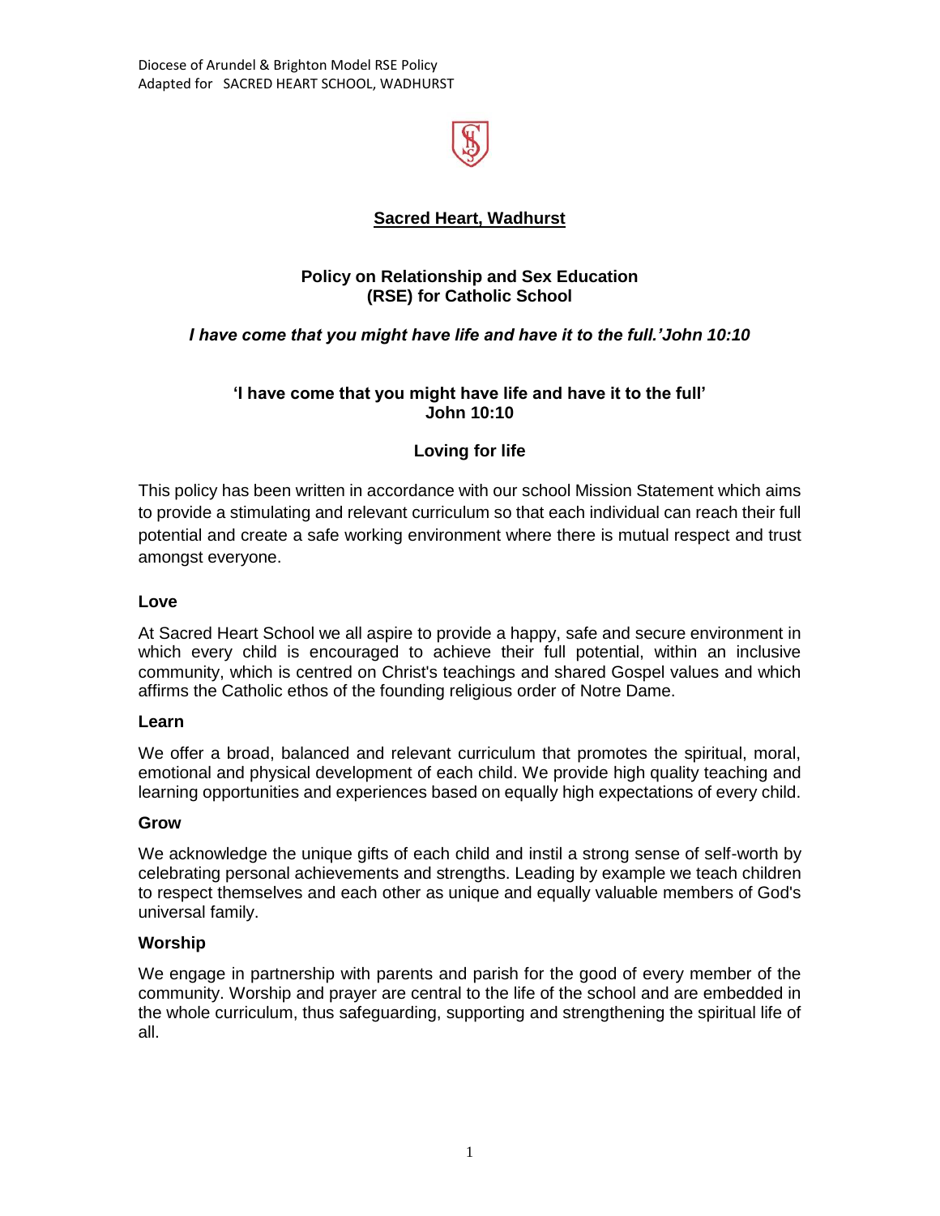Diocese of Arundel & Brighton Model RSE Policy
Adapted for SACRED HEART SCHOOL, WADHURST

# Sacred Heart, Wadhurst

## Policy on Relationship and Sex Education (RSE) for Catholic School

***I have come that you might have life and have it to the full.'John 10:10***

**'I have come that you might have life and have it to the full'**
**John 10:10**

**Loving for life**

This policy has been written in accordance with our school Mission Statement which aims to provide a stimulating and relevant curriculum so that each individual can reach their full potential and create a safe working environment where there is mutual respect and trust amongst everyone.

### Love

At Sacred Heart School we all aspire to provide a happy, safe and secure environment in which every child is encouraged to achieve their full potential, within an inclusive community, which is centred on Christ's teachings and shared Gospel values and which affirms the Catholic ethos of the founding religious order of Notre Dame.

### Learn

We offer a broad, balanced and relevant curriculum that promotes the spiritual, moral, emotional and physical development of each child. We provide high quality teaching and learning opportunities and experiences based on equally high expectations of every child.

### Grow

We acknowledge the unique gifts of each child and instil a strong sense of self-worth by celebrating personal achievements and strengths. Leading by example we teach children to respect themselves and each other as unique and equally valuable members of God's universal family.

### Worship

We engage in partnership with parents and parish for the good of every member of the community. Worship and prayer are central to the life of the school and are embedded in the whole curriculum, thus safeguarding, supporting and strengthening the spiritual life of all.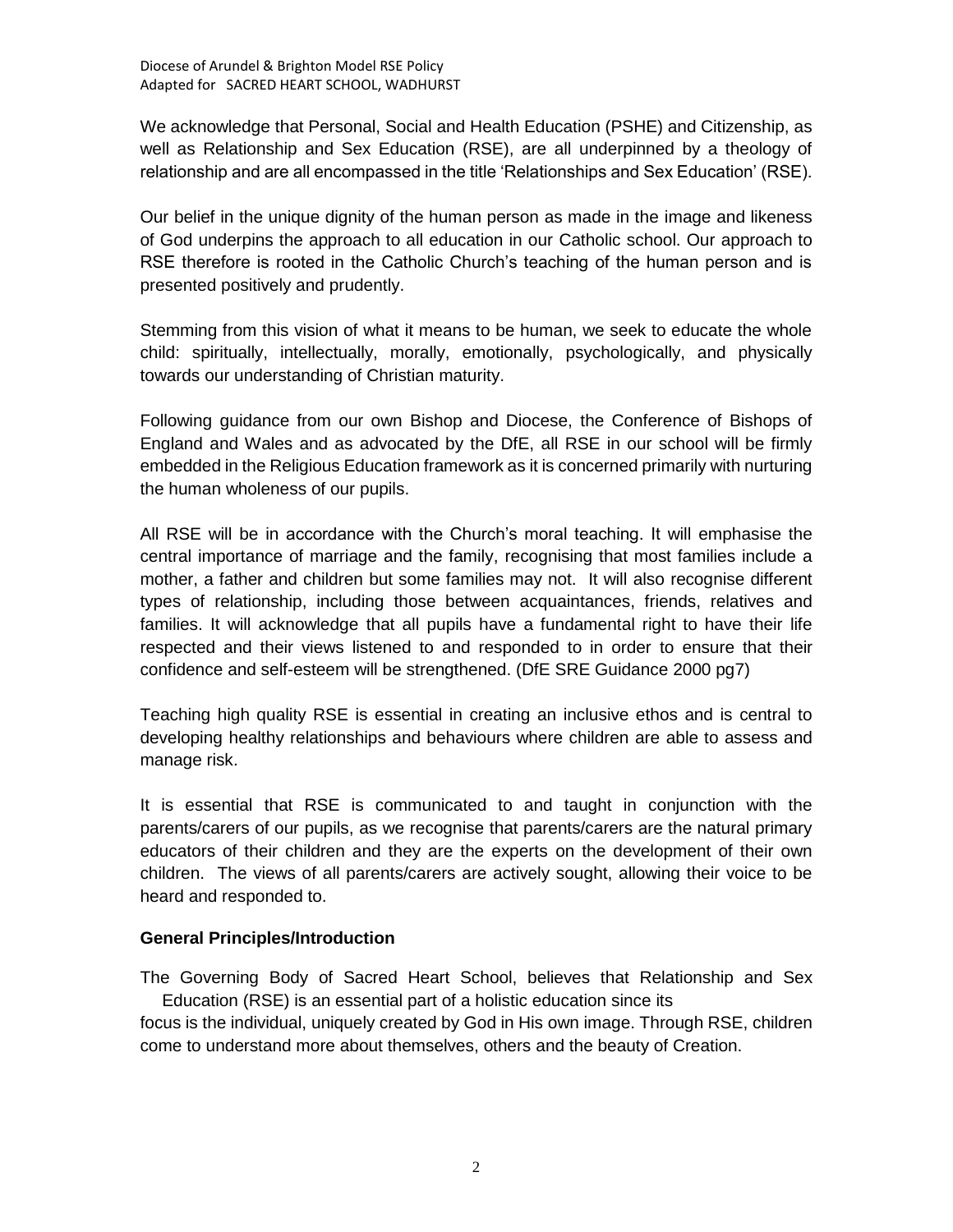We acknowledge that Personal, Social and Health Education (PSHE) and Citizenship, as well as Relationship and Sex Education (RSE), are all underpinned by a theology of relationship and are all encompassed in the title 'Relationships and Sex Education' (RSE).

Our belief in the unique dignity of the human person as made in the image and likeness of God underpins the approach to all education in our Catholic school. Our approach to RSE therefore is rooted in the Catholic Church's teaching of the human person and is presented positively and prudently.

Stemming from this vision of what it means to be human, we seek to educate the whole child: spiritually, intellectually, morally, emotionally, psychologically, and physically towards our understanding of Christian maturity.

Following guidance from our own Bishop and Diocese, the Conference of Bishops of England and Wales and as advocated by the DfE, all RSE in our school will be firmly embedded in the Religious Education framework as it is concerned primarily with nurturing the human wholeness of our pupils.

All RSE will be in accordance with the Church's moral teaching. It will emphasise the central importance of marriage and the family, recognising that most families include a mother, a father and children but some families may not. It will also recognise different types of relationship, including those between acquaintances, friends, relatives and families. It will acknowledge that all pupils have a fundamental right to have their life respected and their views listened to and responded to in order to ensure that their confidence and self-esteem will be strengthened. (DfE SRE Guidance 2000 pg7)

Teaching high quality RSE is essential in creating an inclusive ethos and is central to developing healthy relationships and behaviours where children are able to assess and manage risk.

It is essential that RSE is communicated to and taught in conjunction with the parents/carers of our pupils, as we recognise that parents/carers are the natural primary educators of their children and they are the experts on the development of their own children. The views of all parents/carers are actively sought, allowing their voice to be heard and responded to.

**General Principles/Introduction**

The Governing Body of Sacred Heart School, believes that Relationship and Sex Education (RSE) is an essential part of a holistic education since its focus is the individual, uniquely created by God in His own image. Through RSE, children come to understand more about themselves, others and the beauty of Creation.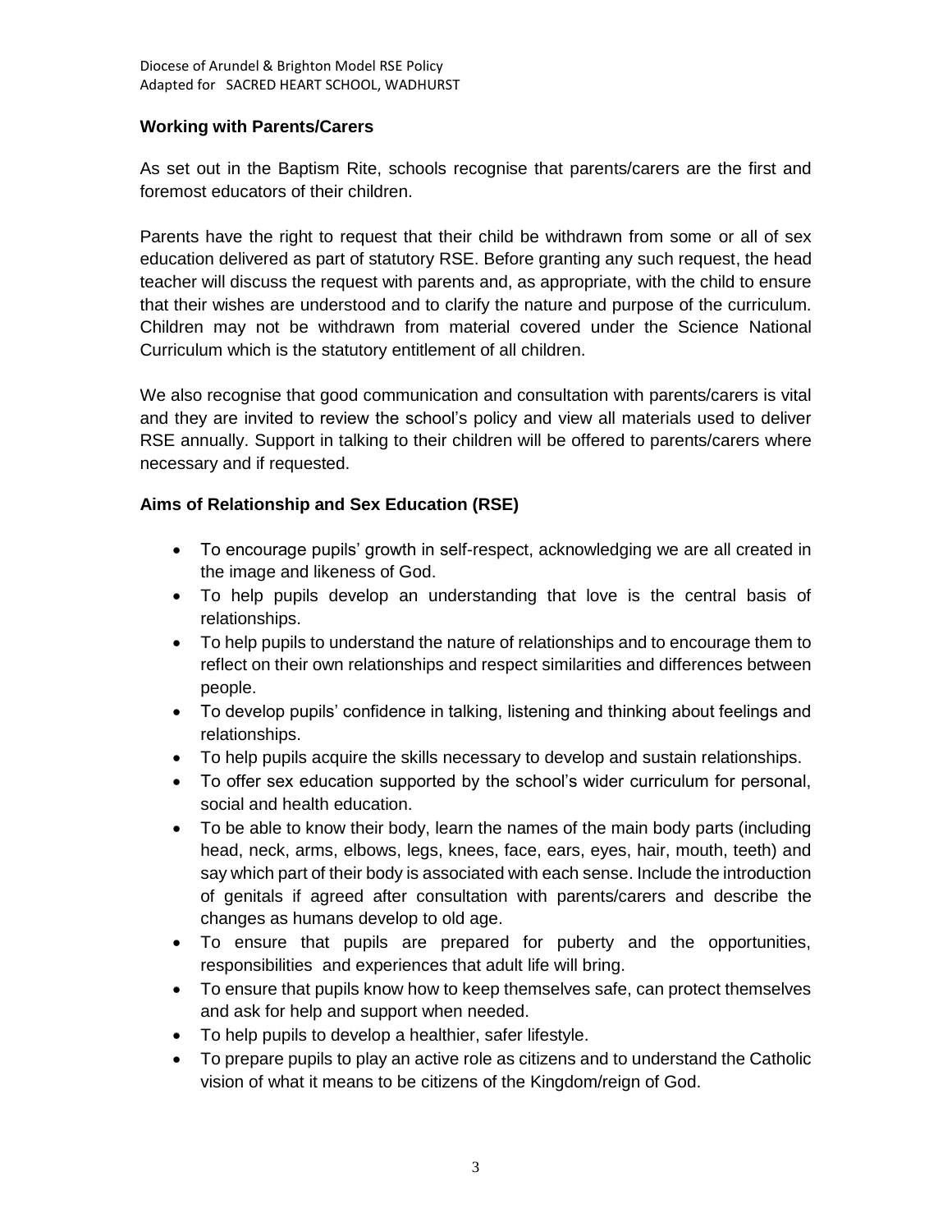**Working with Parents/Carers**

As set out in the Baptism Rite, schools recognise that parents/carers are the first and foremost educators of their children.

Parents have the right to request that their child be withdrawn from some or all of sex education delivered as part of statutory RSE. Before granting any such request, the head teacher will discuss the request with parents and, as appropriate, with the child to ensure that their wishes are understood and to clarify the nature and purpose of the curriculum. Children may not be withdrawn from material covered under the Science National Curriculum which is the statutory entitlement of all children.

We also recognise that good communication and consultation with parents/carers is vital and they are invited to review the school's policy and view all materials used to deliver RSE annually. Support in talking to their children will be offered to parents/carers where necessary and if requested.

**Aims of Relationship and Sex Education (RSE)**

- To encourage pupils' growth in self-respect, acknowledging we are all created in the image and likeness of God.
- To help pupils develop an understanding that love is the central basis of relationships.
- To help pupils to understand the nature of relationships and to encourage them to reflect on their own relationships and respect similarities and differences between people.
- To develop pupils' confidence in talking, listening and thinking about feelings and relationships.
- To help pupils acquire the skills necessary to develop and sustain relationships.
- To offer sex education supported by the school's wider curriculum for personal, social and health education.
- To be able to know their body, learn the names of the main body parts (including head, neck, arms, elbows, legs, knees, face, ears, eyes, hair, mouth, teeth) and say which part of their body is associated with each sense. Include the introduction of genitals if agreed after consultation with parents/carers and describe the changes as humans develop to old age.
- To ensure that pupils are prepared for puberty and the opportunities, responsibilities and experiences that adult life will bring.
- To ensure that pupils know how to keep themselves safe, can protect themselves and ask for help and support when needed.
- To help pupils to develop a healthier, safer lifestyle.
- To prepare pupils to play an active role as citizens and to understand the Catholic vision of what it means to be citizens of the Kingdom/reign of God.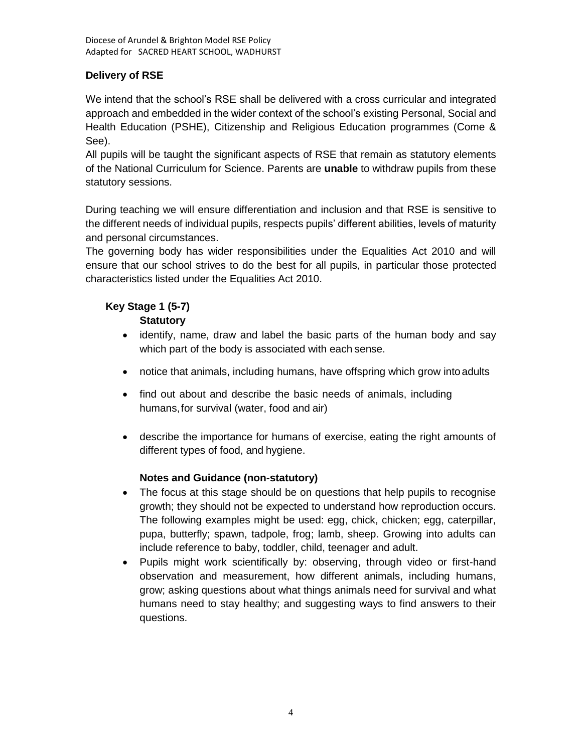## Delivery of RSE

We intend that the school's RSE shall be delivered with a cross curricular and integrated approach and embedded in the wider context of the school's existing Personal, Social and Health Education (PSHE), Citizenship and Religious Education programmes (Come & See).

All pupils will be taught the significant aspects of RSE that remain as statutory elements of the National Curriculum for Science. Parents are **unable** to withdraw pupils from these statutory sessions.

During teaching we will ensure differentiation and inclusion and that RSE is sensitive to the different needs of individual pupils, respects pupils' different abilities, levels of maturity and personal circumstances.

The governing body has wider responsibilities under the Equalities Act 2010 and will ensure that our school strives to do the best for all pupils, in particular those protected characteristics listed under the Equalities Act 2010.

### Key Stage 1 (5-7)

**Statutory**

- identify, name, draw and label the basic parts of the human body and say which part of the body is associated with each sense.
- notice that animals, including humans, have offspring which grow into adults
- find out about and describe the basic needs of animals, including humans, for survival (water, food and air)
- describe the importance for humans of exercise, eating the right amounts of different types of food, and hygiene.

**Notes and Guidance (non-statutory)**

- The focus at this stage should be on questions that help pupils to recognise growth; they should not be expected to understand how reproduction occurs. The following examples might be used: egg, chick, chicken; egg, caterpillar, pupa, butterfly; spawn, tadpole, frog; lamb, sheep. Growing into adults can include reference to baby, toddler, child, teenager and adult.
- Pupils might work scientifically by: observing, through video or first-hand observation and measurement, how different animals, including humans, grow; asking questions about what things animals need for survival and what humans need to stay healthy; and suggesting ways to find answers to their questions.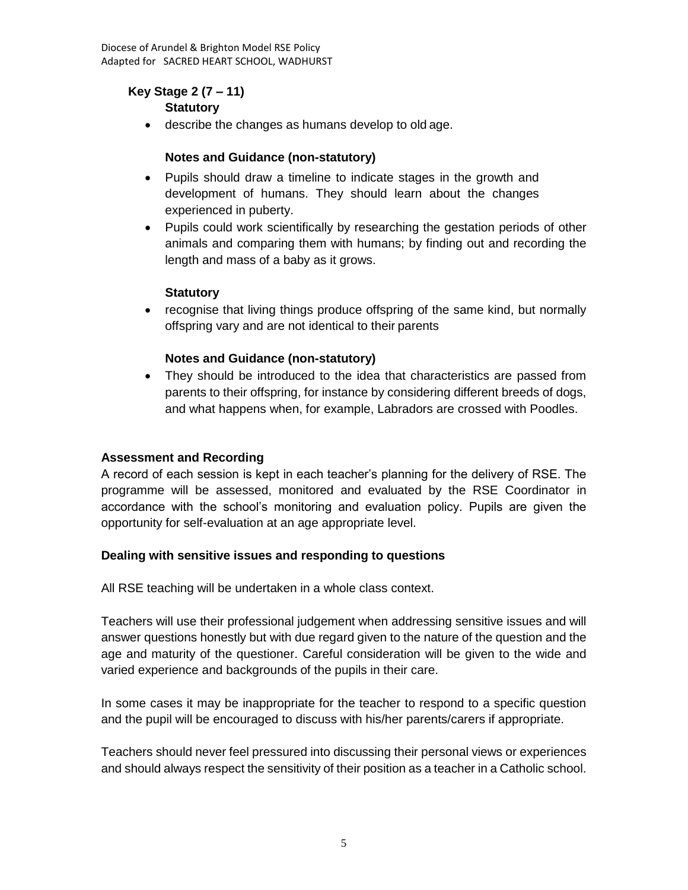**Key Stage 2 (7 – 11)**

**Statutory**

- describe the changes as humans develop to old age.

**Notes and Guidance (non-statutory)**

- Pupils should draw a timeline to indicate stages in the growth and development of humans. They should learn about the changes experienced in puberty.
- Pupils could work scientifically by researching the gestation periods of other animals and comparing them with humans; by finding out and recording the length and mass of a baby as it grows.

**Statutory**

- recognise that living things produce offspring of the same kind, but normally offspring vary and are not identical to their parents

**Notes and Guidance (non-statutory)**

- They should be introduced to the idea that characteristics are passed from parents to their offspring, for instance by considering different breeds of dogs, and what happens when, for example, Labradors are crossed with Poodles.

**Assessment and Recording**

A record of each session is kept in each teacher's planning for the delivery of RSE. The programme will be assessed, monitored and evaluated by the RSE Coordinator in accordance with the school's monitoring and evaluation policy. Pupils are given the opportunity for self-evaluation at an age appropriate level.

**Dealing with sensitive issues and responding to questions**

All RSE teaching will be undertaken in a whole class context.

Teachers will use their professional judgement when addressing sensitive issues and will answer questions honestly but with due regard given to the nature of the question and the age and maturity of the questioner. Careful consideration will be given to the wide and varied experience and backgrounds of the pupils in their care.

In some cases it may be inappropriate for the teacher to respond to a specific question and the pupil will be encouraged to discuss with his/her parents/carers if appropriate.

Teachers should never feel pressured into discussing their personal views or experiences and should always respect the sensitivity of their position as a teacher in a Catholic school.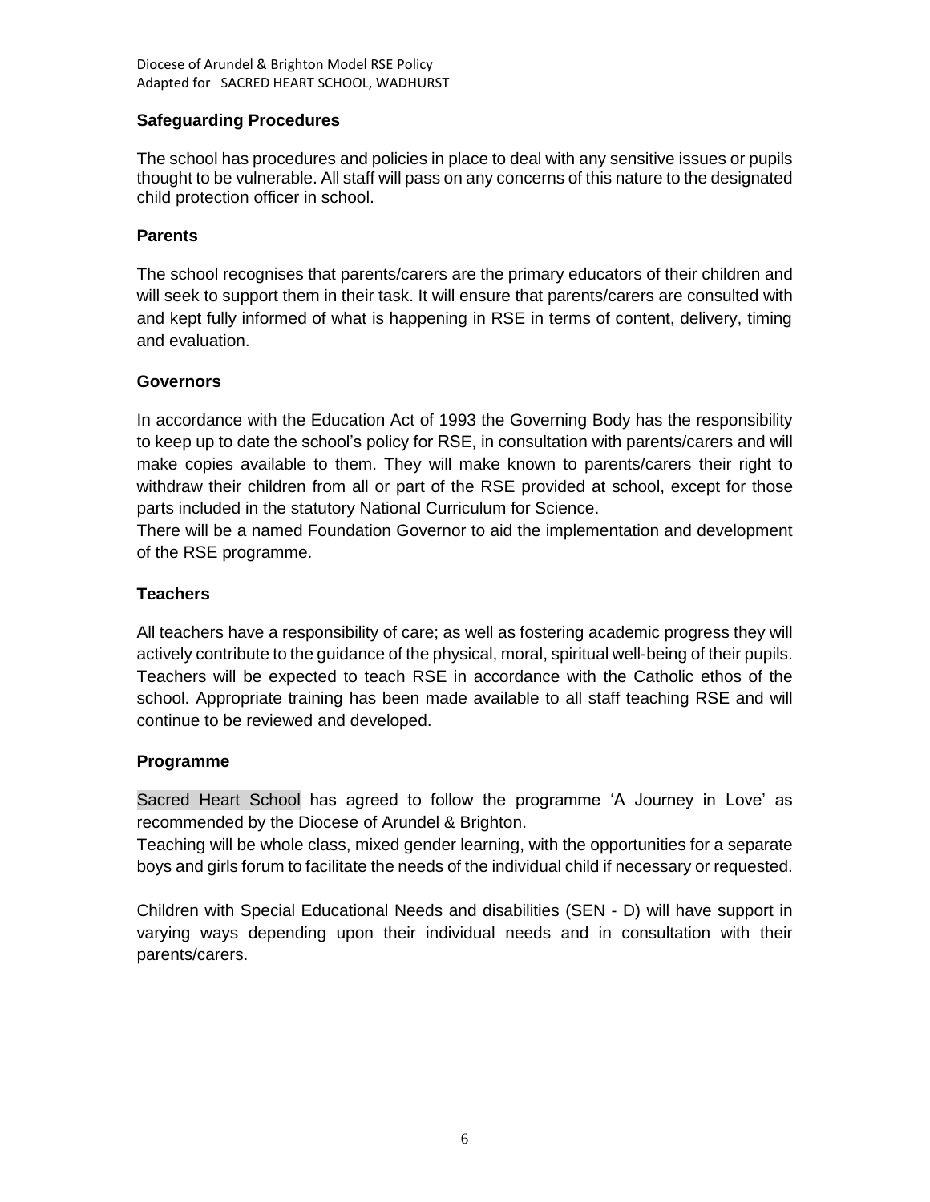### Safeguarding Procedures

The school has procedures and policies in place to deal with any sensitive issues or pupils thought to be vulnerable. All staff will pass on any concerns of this nature to the designated child protection officer in school.

### Parents

The school recognises that parents/carers are the primary educators of their children and will seek to support them in their task. It will ensure that parents/carers are consulted with and kept fully informed of what is happening in RSE in terms of content, delivery, timing and evaluation.

### Governors

In accordance with the Education Act of 1993 the Governing Body has the responsibility to keep up to date the school's policy for RSE, in consultation with parents/carers and will make copies available to them. They will make known to parents/carers their right to withdraw their children from all or part of the RSE provided at school, except for those parts included in the statutory National Curriculum for Science.

There will be a named Foundation Governor to aid the implementation and development of the RSE programme.

### Teachers

All teachers have a responsibility of care; as well as fostering academic progress they will actively contribute to the guidance of the physical, moral, spiritual well-being of their pupils. Teachers will be expected to teach RSE in accordance with the Catholic ethos of the school. Appropriate training has been made available to all staff teaching RSE and will continue to be reviewed and developed.

### Programme

Sacred Heart School has agreed to follow the programme 'A Journey in Love' as recommended by the Diocese of Arundel & Brighton.

Teaching will be whole class, mixed gender learning, with the opportunities for a separate boys and girls forum to facilitate the needs of the individual child if necessary or requested.

Children with Special Educational Needs and disabilities (SEN - D) will have support in varying ways depending upon their individual needs and in consultation with their parents/carers.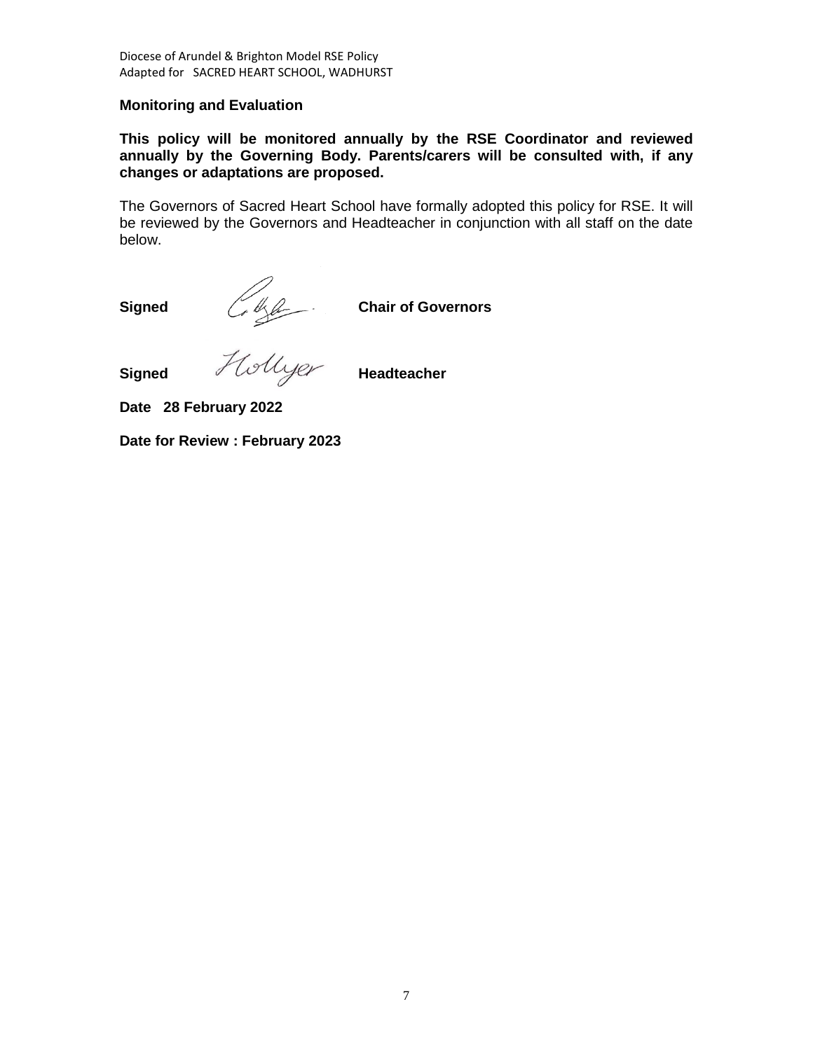## Monitoring and Evaluation

**This policy will be monitored annually by the RSE Coordinator and reviewed annually by the Governing Body. Parents/carers will be consulted with, if any changes or adaptations are proposed.**

The Governors of Sacred Heart School have formally adopted this policy for RSE. It will be reviewed by the Governors and Headteacher in conjunction with all staff on the date below.

**Signed** **Chair of Governors**

**Signed** Hollyer **Headteacher**

**Date 28 February 2022**

**Date for Review : February 2023**